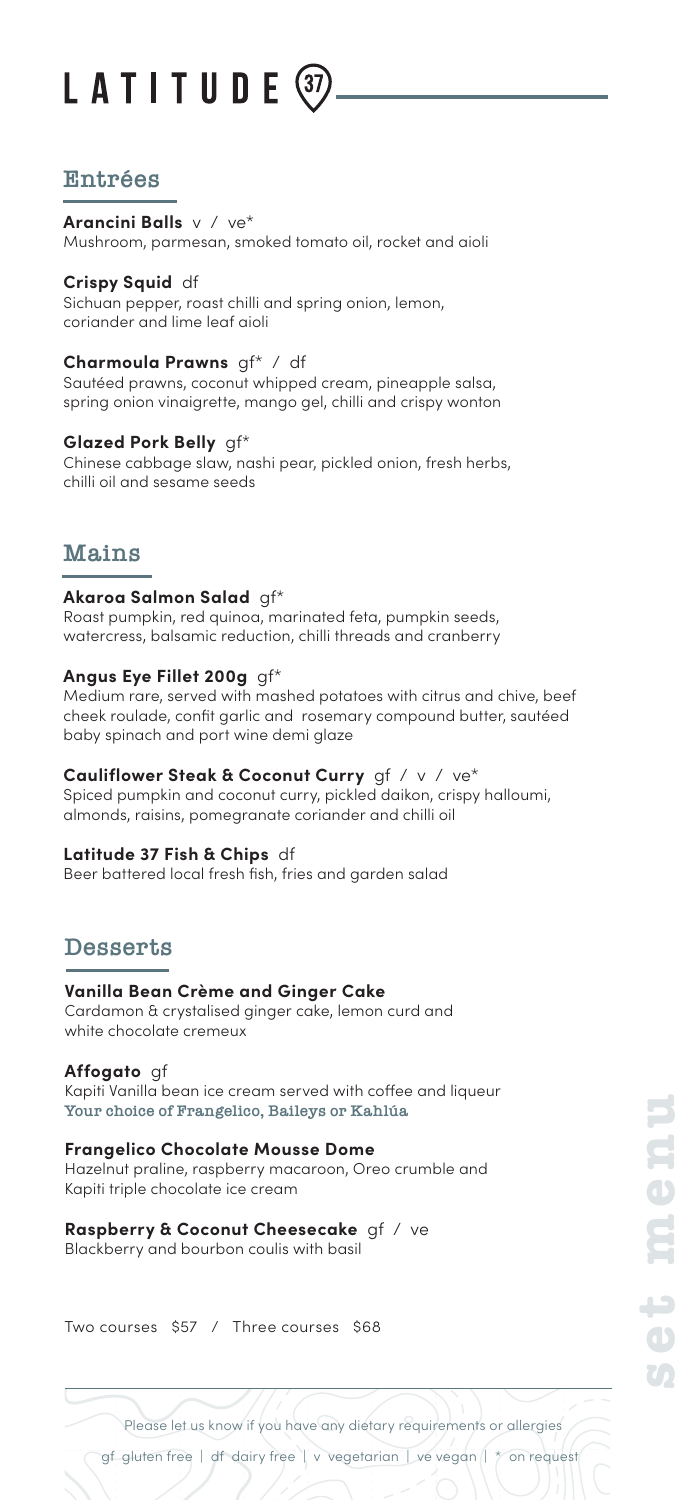# LATITUDE 37

## Entrées

**Arancini Balls** v / ve*
Mushroom, parmesan, smoked tomato oil, rocket and aioli

**Crispy Squid** df
Sichuan pepper, roast chilli and spring onion, lemon, coriander and lime leaf aioli

**Charmoula Prawns** gf* / df
Sautéed prawns, coconut whipped cream, pineapple salsa, spring onion vinaigrette, mango gel, chilli and crispy wonton

**Glazed Pork Belly** gf*
Chinese cabbage slaw, nashi pear, pickled onion, fresh herbs, chilli oil and sesame seeds

## Mains

**Akaroa Salmon Salad** gf*
Roast pumpkin, red quinoa, marinated feta, pumpkin seeds, watercress, balsamic reduction, chilli threads and cranberry

**Angus Eye Fillet 200g** gf*
Medium rare, served with mashed potatoes with citrus and chive, beef cheek roulade, confit garlic and rosemary compound butter, sautéed baby spinach and port wine demi glaze

**Cauliflower Steak & Coconut Curry** gf / v / ve*
Spiced pumpkin and coconut curry, pickled daikon, crispy halloumi, almonds, raisins, pomegranate coriander and chilli oil

**Latitude 37 Fish & Chips** df
Beer battered local fresh fish, fries and garden salad

## Desserts

**Vanilla Bean Crème and Ginger Cake**
Cardamon & crystalised ginger cake, lemon curd and white chocolate cremeux

**Affogato** gf
Kapiti Vanilla bean ice cream served with coffee and liqueur
Your choice of Frangelico, Baileys or Kahlúa

**Frangelico Chocolate Mousse Dome**
Hazelnut praline, raspberry macaroon, Oreo crumble and Kapiti triple chocolate ice cream

**Raspberry & Coconut Cheesecake** gf / ve
Blackberry and bourbon coulis with basil

Two courses $57 / Three courses $68

set menu

Please let us know if you have any dietary requirements or allergies

gf gluten free | df dairy free | v vegetarian | ve vegan | * on request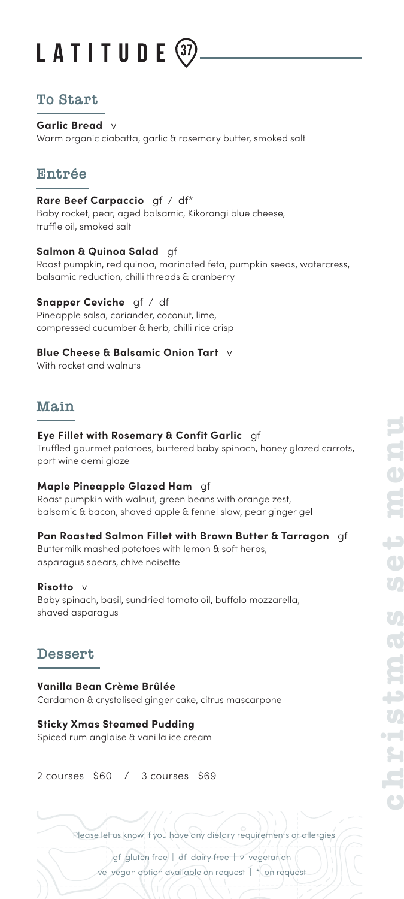# LATITUDE 37

christmas set menu

## To Start

**Garlic Bread** v
Warm organic ciabatta, garlic & rosemary butter, smoked salt

## Entrée

**Rare Beef Carpaccio** gf / df*
Baby rocket, pear, aged balsamic, Kikorangi blue cheese, truffle oil, smoked salt

**Salmon & Quinoa Salad** gf
Roast pumpkin, red quinoa, marinated feta, pumpkin seeds, watercress, balsamic reduction, chilli threads & cranberry

**Snapper Ceviche** gf / df
Pineapple salsa, coriander, coconut, lime, compressed cucumber & herb, chilli rice crisp

**Blue Cheese & Balsamic Onion Tart** v
With rocket and walnuts

## Main

**Eye Fillet with Rosemary & Confit Garlic** gf
Truffled gourmet potatoes, buttered baby spinach, honey glazed carrots, port wine demi glaze

**Maple Pineapple Glazed Ham** gf
Roast pumpkin with walnut, green beans with orange zest, balsamic & bacon, shaved apple & fennel slaw, pear ginger gel

**Pan Roasted Salmon Fillet with Brown Butter & Tarragon** gf
Buttermilk mashed potatoes with lemon & soft herbs, asparagus spears, chive noisette

**Risotto** v
Baby spinach, basil, sundried tomato oil, buffalo mozzarella, shaved asparagus

## Dessert

**Vanilla Bean Crème Brûlée**
Cardamon & crystalised ginger cake, citrus mascarpone

**Sticky Xmas Steamed Pudding**
Spiced rum anglaise & vanilla ice cream

2 courses $60 / 3 courses $69

Please let us know if you have any dietary requirements or allergies

gf gluten free | df dairy free | v vegetarian
ve vegan option available on request | * on request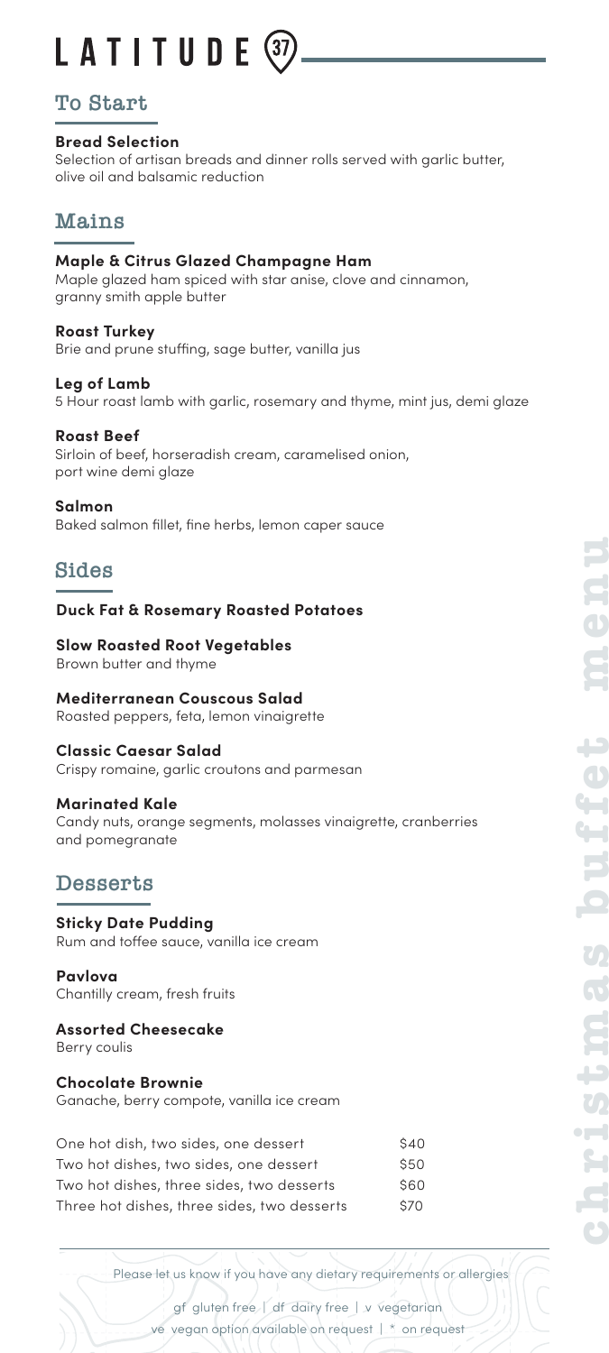# LATITUDE 37

christmas buffet menu

## To Start

**Bread Selection**
Selection of artisan breads and dinner rolls served with garlic butter, olive oil and balsamic reduction

## Mains

**Maple & Citrus Glazed Champagne Ham**
Maple glazed ham spiced with star anise, clove and cinnamon, granny smith apple butter

**Roast Turkey**
Brie and prune stuffing, sage butter, vanilla jus

**Leg of Lamb**
5 Hour roast lamb with garlic, rosemary and thyme, mint jus, demi glaze

**Roast Beef**
Sirloin of beef, horseradish cream, caramelised onion, port wine demi glaze

**Salmon**
Baked salmon fillet, fine herbs, lemon caper sauce

## Sides

**Duck Fat & Rosemary Roasted Potatoes**

**Slow Roasted Root Vegetables**
Brown butter and thyme

**Mediterranean Couscous Salad**
Roasted peppers, feta, lemon vinaigrette

**Classic Caesar Salad**
Crispy romaine, garlic croutons and parmesan

**Marinated Kale**
Candy nuts, orange segments, molasses vinaigrette, cranberries and pomegranate

## Desserts

**Sticky Date Pudding**
Rum and toffee sauce, vanilla ice cream

**Pavlova**
Chantilly cream, fresh fruits

**Assorted Cheesecake**
Berry coulis

**Chocolate Brownie**
Ganache, berry compote, vanilla ice cream

| | |
|---|---|
| One hot dish, two sides, one dessert | $40 |
| Two hot dishes, two sides, one dessert | $50 |
| Two hot dishes, three sides, two desserts | $60 |
| Three hot dishes, three sides, two desserts | $70 |

Please let us know if you have any dietary requirements or allergies

gf gluten free | df dairy free | v vegetarian
ve vegan option available on request | * on request